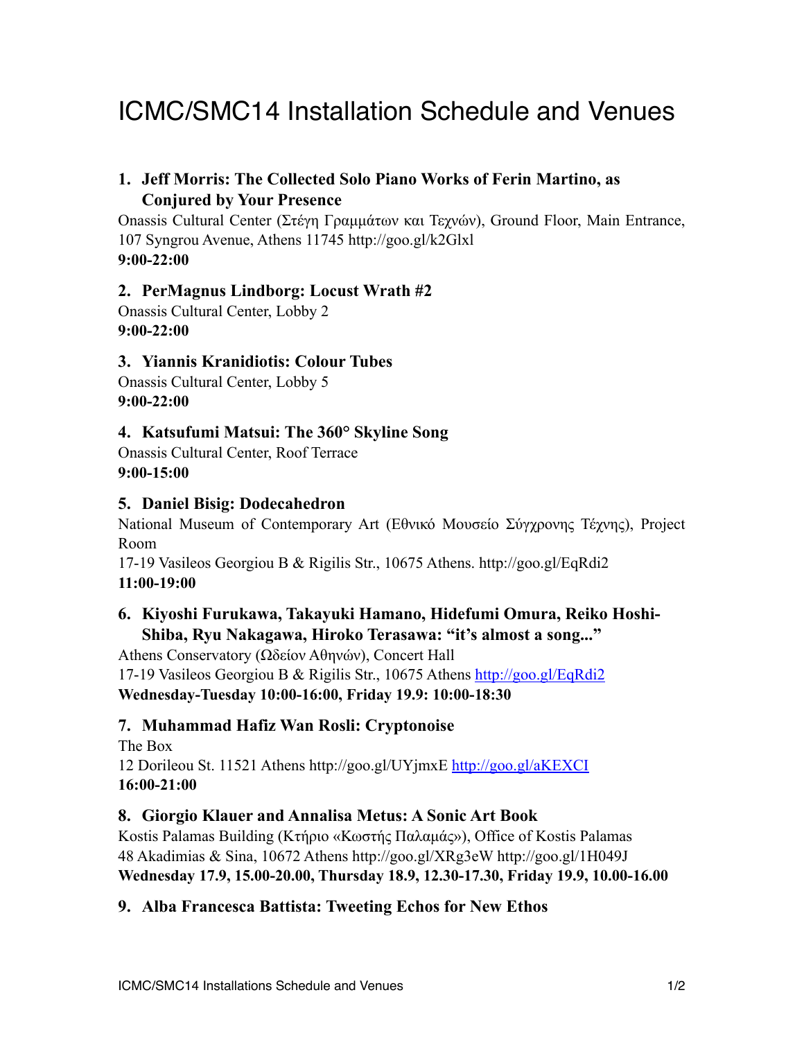# ICMC/SMC14 Installation Schedule and Venues

1. **Jeff Morris: The Collected Solo Piano Works of Ferin Martino, as Conjured by Your Presence**

Onassis Cultural Center (Στέγη Γραμμάτων και Τεχνών), Ground Floor, Main Entrance, 107 Syngrou Avenue, Athens 11745 http://goo.gl/k2Glxl
**9:00-22:00**

2. **PerMagnus Lindborg: Locust Wrath #2**

Onassis Cultural Center, Lobby 2
**9:00-22:00**

3. **Yiannis Kranidiotis: Colour Tubes**

Onassis Cultural Center, Lobby 5
**9:00-22:00**

4. **Katsufumi Matsui: The 360° Skyline Song**

Onassis Cultural Center, Roof Terrace
**9:00-15:00**

5. **Daniel Bisig: Dodecahedron**

National Museum of Contemporary Art (Εθνικό Μουσείο Σύγχρονης Τέχνης), Project Room
17-19 Vasileos Georgiou B & Rigilis Str., 10675 Athens. http://goo.gl/EqRdi2
**11:00-19:00**

6. **Kiyoshi Furukawa, Takayuki Hamano, Hidefumi Omura, Reiko Hoshi-Shiba, Ryu Nakagawa, Hiroko Terasawa: "it's almost a song..."**

Athens Conservatory (Ωδείον Αθηνών), Concert Hall
17-19 Vasileos Georgiou B & Rigilis Str., 10675 Athens http://goo.gl/EqRdi2
**Wednesday-Tuesday 10:00-16:00, Friday 19.9: 10:00-18:30**

7. **Muhammad Hafiz Wan Rosli: Cryptonoise**

The Box
12 Dorileou St. 11521 Athens http://goo.gl/UYjmxE http://goo.gl/aKEXCI
**16:00-21:00**

8. **Giorgio Klauer and Annalisa Metus: A Sonic Art Book**

Kostis Palamas Building (Κτήριο «Κωστής Παλαμάς»), Office of Kostis Palamas
48 Akadimias & Sina, 10672 Athens http://goo.gl/XRg3eW http://goo.gl/1H049J
**Wednesday 17.9, 15.00-20.00, Thursday 18.9, 12.30-17.30, Friday 19.9, 10.00-16.00**

9. **Alba Francesca Battista: Tweeting Echos for New Ethos**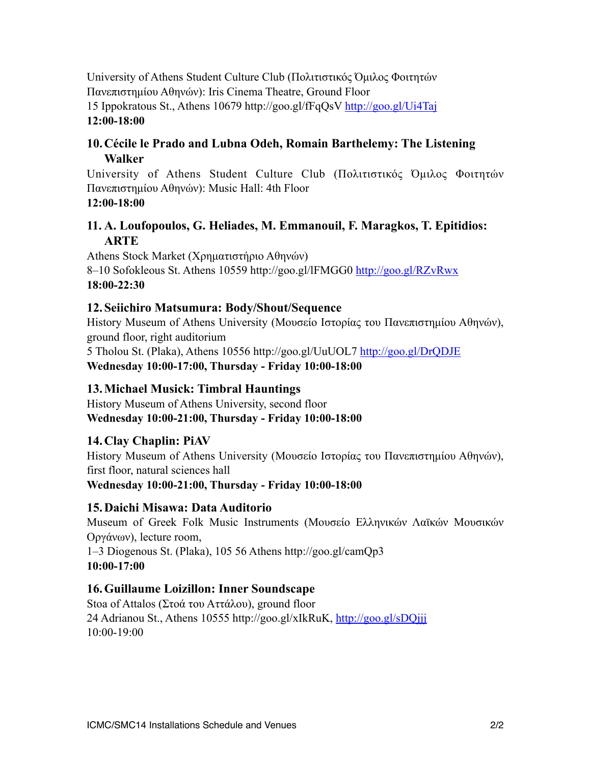University of Athens Student Culture Club (Πολιτιστικός Όμιλος Φοιτητών Πανεπιστημίου Αθηνών): Iris Cinema Theatre, Ground Floor
15 Ippokratous St., Athens 10679 http://goo.gl/fFqQsV http://goo.gl/Ui4Taj
**12:00-18:00**

### 10. Cécile le Prado and Lubna Odeh, Romain Barthelemy: The Listening Walker

University of Athens Student Culture Club (Πολιτιστικός Όμιλος Φοιτητών Πανεπιστημίου Αθηνών): Music Hall: 4th Floor
**12:00-18:00**

### 11. A. Loufopoulos, G. Heliades, M. Emmanouil, F. Maragkos, T. Epitidios: ARTE

Athens Stock Market (Χρηματιστήριο Αθηνών)
8–10 Sofokleous St. Athens 10559 http://goo.gl/lFMGG0 http://goo.gl/RZvRwx
**18:00-22:30**

### 12. Seiichiro Matsumura: Body/Shout/Sequence

History Museum of Athens University (Μουσείο Ιστορίας του Πανεπιστημίου Αθηνών), ground floor, right auditorium
5 Tholou St. (Plaka), Athens 10556 http://goo.gl/UuUOL7 http://goo.gl/DrQDJE
**Wednesday 10:00-17:00, Thursday - Friday 10:00-18:00**

### 13. Michael Musick: Timbral Hauntings

History Museum of Athens University, second floor
**Wednesday 10:00-21:00, Thursday - Friday 10:00-18:00**

### 14. Clay Chaplin: PiAV

History Museum of Athens University (Μουσείο Ιστορίας του Πανεπιστημίου Αθηνών), first floor, natural sciences hall
**Wednesday 10:00-21:00, Thursday - Friday 10:00-18:00**

### 15. Daichi Misawa: Data Auditorio

Museum of Greek Folk Music Instruments (Μουσείο Ελληνικών Λαϊκών Μουσικών Οργάνων), lecture room,
1–3 Diogenous St. (Plaka), 105 56 Athens http://goo.gl/camQp3
**10:00-17:00**

### 16. Guillaume Loizillon: Inner Soundscape

Stoa of Attalos (Στοά του Αττάλου), ground floor
24 Adrianou St., Athens 10555 http://goo.gl/xIkRuK, http://goo.gl/sDQjjj
10:00-19:00